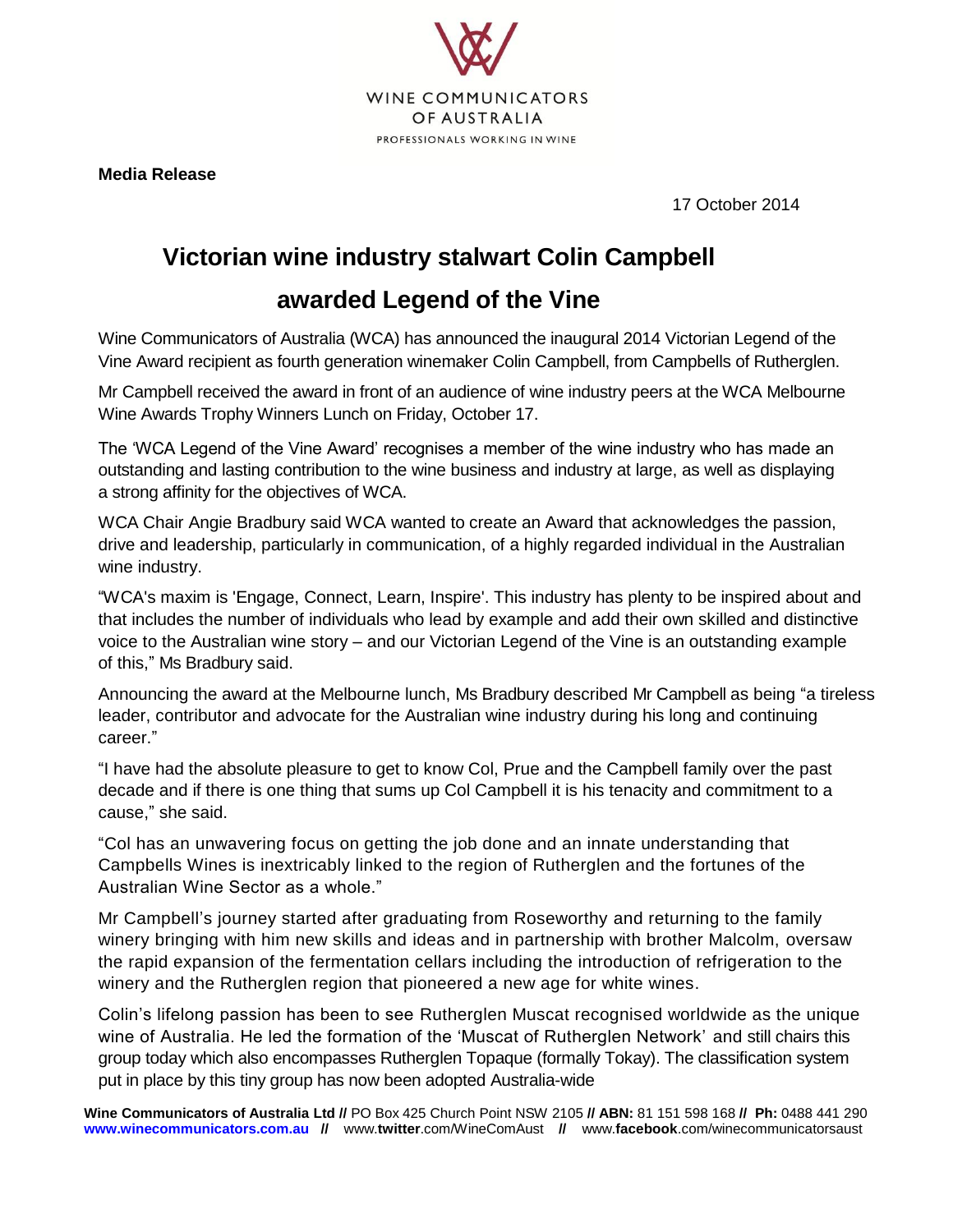WINE COMMUNICATORS OF AUSTRALIA
PROFESSIONALS WORKING IN WINE

**Media Release**

17 October 2014

# Victorian wine industry stalwart Colin Campbell awarded Legend of the Vine

Wine Communicators of Australia (WCA) has announced the inaugural 2014 Victorian Legend of the Vine Award recipient as fourth generation winemaker Colin Campbell, from Campbells of Rutherglen.

Mr Campbell received the award in front of an audience of wine industry peers at the WCA Melbourne Wine Awards Trophy Winners Lunch on Friday, October 17.

The 'WCA Legend of the Vine Award' recognises a member of the wine industry who has made an outstanding and lasting contribution to the wine business and industry at large, as well as displaying a strong affinity for the objectives of WCA.

WCA Chair Angie Bradbury said WCA wanted to create an Award that acknowledges the passion, drive and leadership, particularly in communication, of a highly regarded individual in the Australian wine industry.

"WCA's maxim is 'Engage, Connect, Learn, Inspire'. This industry has plenty to be inspired about and that includes the number of individuals who lead by example and add their own skilled and distinctive voice to the Australian wine story – and our Victorian Legend of the Vine is an outstanding example of this," Ms Bradbury said.

Announcing the award at the Melbourne lunch, Ms Bradbury described Mr Campbell as being "a tireless leader, contributor and advocate for the Australian wine industry during his long and continuing career."

"I have had the absolute pleasure to get to know Col, Prue and the Campbell family over the past decade and if there is one thing that sums up Col Campbell it is his tenacity and commitment to a cause," she said.

"Col has an unwavering focus on getting the job done and an innate understanding that Campbells Wines is inextricably linked to the region of Rutherglen and the fortunes of the Australian Wine Sector as a whole."

Mr Campbell's journey started after graduating from Roseworthy and returning to the family winery bringing with him new skills and ideas and in partnership with brother Malcolm, oversaw the rapid expansion of the fermentation cellars including the introduction of refrigeration to the winery and the Rutherglen region that pioneered a new age for white wines.

Colin's lifelong passion has been to see Rutherglen Muscat recognised worldwide as the unique wine of Australia. He led the formation of the 'Muscat of Rutherglen Network' and still chairs this group today which also encompasses Rutherglen Topaque (formally Tokay). The classification system put in place by this tiny group has now been adopted Australia-wide

**Wine Communicators of Australia Ltd //** PO Box 425 Church Point NSW 2105 **// ABN:** 81 151 598 168 **// Ph:** 0488 441 290
**www.winecommunicators.com.au** // www.**twitter**.com/WineComAust // www.**facebook**.com/winecommunicatorsaust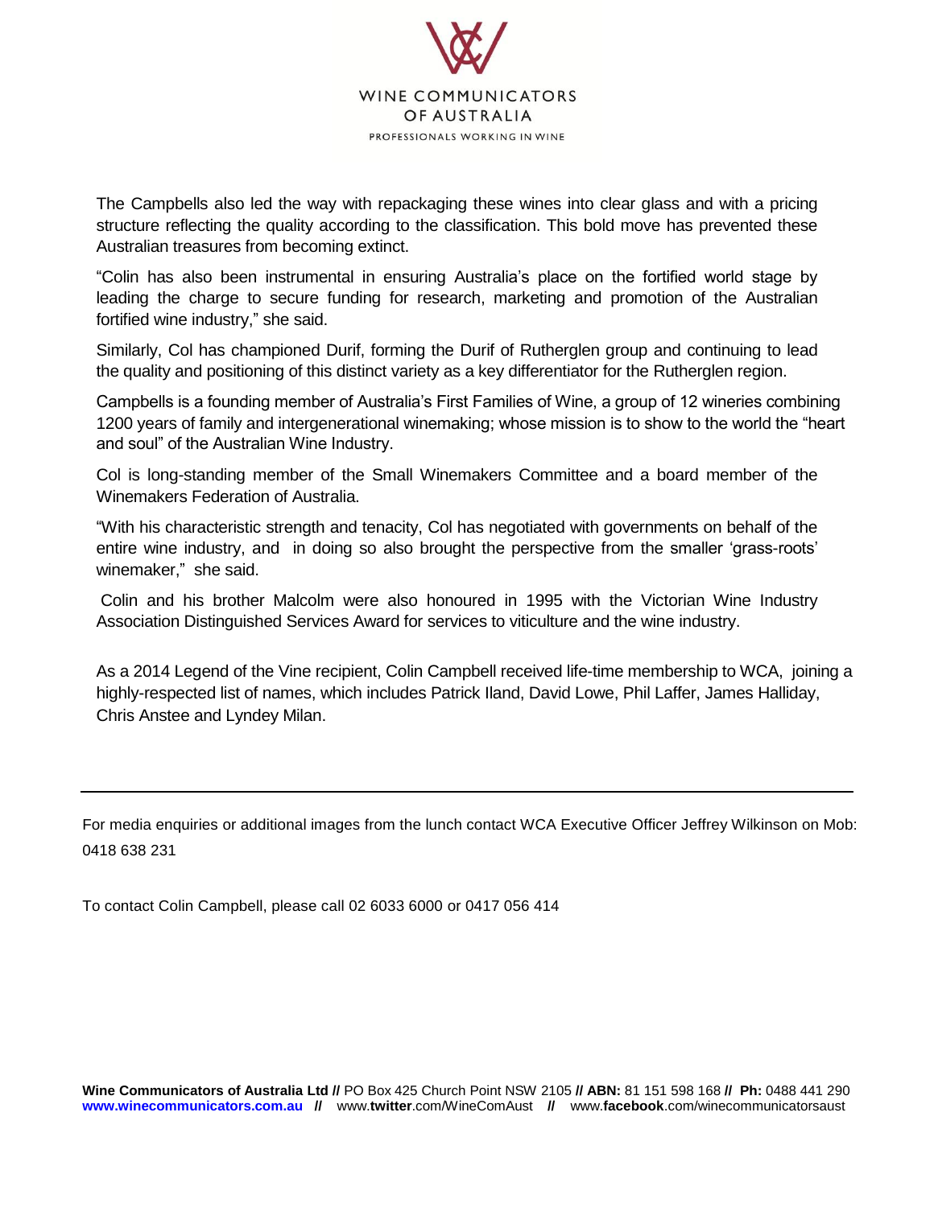The Campbells also led the way with repackaging these wines into clear glass and with a pricing structure reflecting the quality according to the classification. This bold move has prevented these Australian treasures from becoming extinct.

"Colin has also been instrumental in ensuring Australia's place on the fortified world stage by leading the charge to secure funding for research, marketing and promotion of the Australian fortified wine industry," she said.

Similarly, Col has championed Durif, forming the Durif of Rutherglen group and continuing to lead the quality and positioning of this distinct variety as a key differentiator for the Rutherglen region.

Campbells is a founding member of Australia's First Families of Wine, a group of 12 wineries combining 1200 years of family and intergenerational winemaking; whose mission is to show to the world the "heart and soul" of the Australian Wine Industry.

Col is long-standing member of the Small Winemakers Committee and a board member of the Winemakers Federation of Australia.

"With his characteristic strength and tenacity, Col has negotiated with governments on behalf of the entire wine industry, and in doing so also brought the perspective from the smaller 'grass-roots' winemaker," she said.

Colin and his brother Malcolm were also honoured in 1995 with the Victorian Wine Industry Association Distinguished Services Award for services to viticulture and the wine industry.

As a 2014 Legend of the Vine recipient, Colin Campbell received life-time membership to WCA, joining a highly-respected list of names, which includes Patrick Iland, David Lowe, Phil Laffer, James Halliday, Chris Anstee and Lyndey Milan.

---

For media enquiries or additional images from the lunch contact WCA Executive Officer Jeffrey Wilkinson on Mob: 0418 638 231

To contact Colin Campbell, please call 02 6033 6000 or 0417 056 414